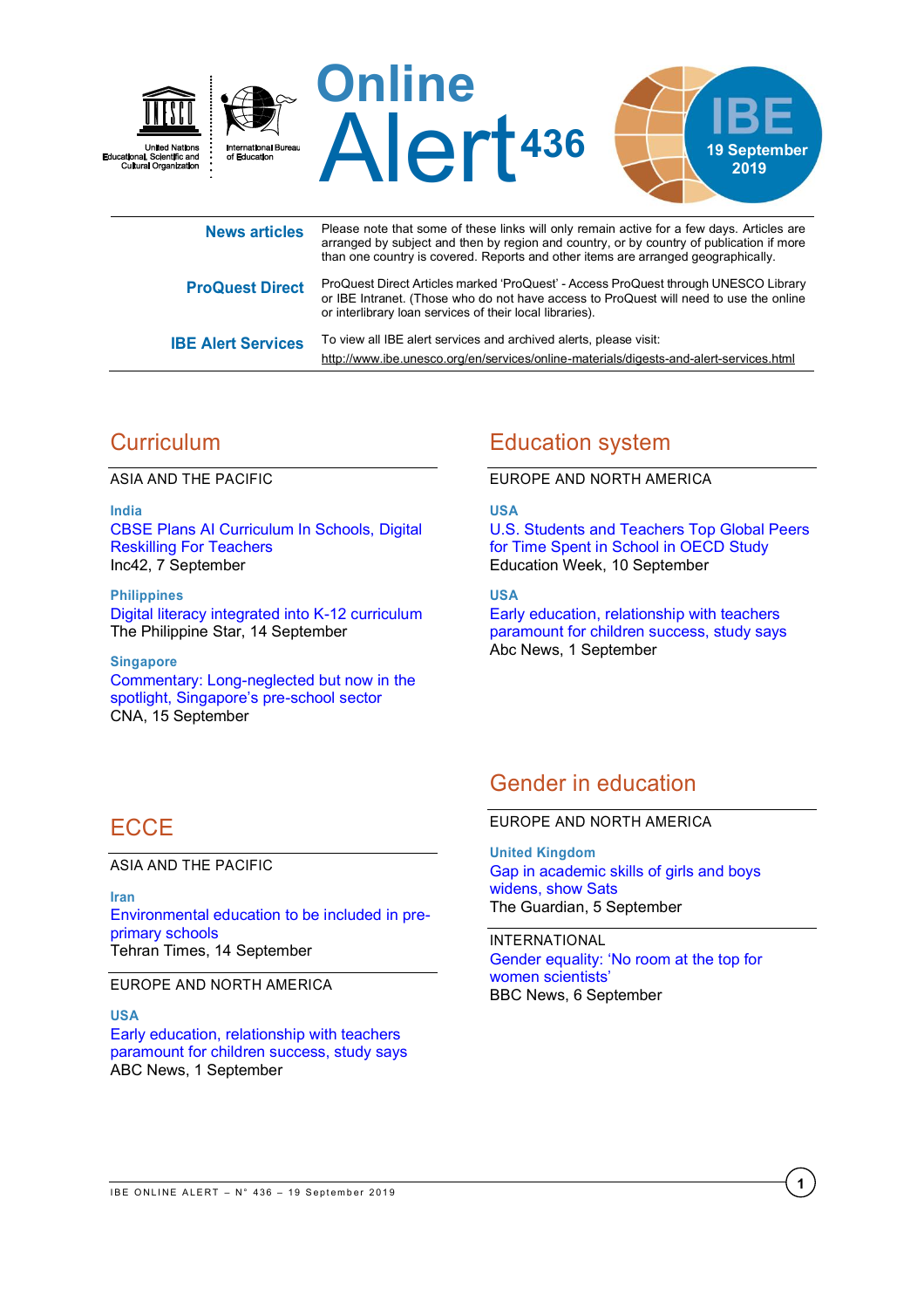# Online Alert 436

IBE 19 September 2019

| | |
|---|---|
| **News articles** | Please note that some of these links will only remain active for a few days. Articles are arranged by subject and then by region and country, or by country of publication if more than one country is covered. Reports and other items are arranged geographically. |
| **ProQuest Direct** | ProQuest Direct Articles marked 'ProQuest' - Access ProQuest through UNESCO Library or IBE Intranet. (Those who do not have access to ProQuest will need to use the online or interlibrary loan services of their local libraries). |
| **IBE Alert Services** | To view all IBE alert services and archived alerts, please visit: http://www.ibe.unesco.org/en/services/online-materials/digests-and-alert-services.html |

## Curriculum

ASIA AND THE PACIFIC

**India**
CBSE Plans AI Curriculum In Schools, Digital Reskilling For Teachers
Inc42, 7 September

**Philippines**
Digital literacy integrated into K-12 curriculum
The Philippine Star, 14 September

**Singapore**
Commentary: Long-neglected but now in the spotlight, Singapore's pre-school sector
CNA, 15 September

## ECCE

ASIA AND THE PACIFIC

**Iran**
Environmental education to be included in pre-primary schools
Tehran Times, 14 September

EUROPE AND NORTH AMERICA

**USA**
Early education, relationship with teachers paramount for children success, study says
ABC News, 1 September

## Education system

EUROPE AND NORTH AMERICA

**USA**
U.S. Students and Teachers Top Global Peers for Time Spent in School in OECD Study
Education Week, 10 September

**USA**
Early education, relationship with teachers paramount for children success, study says
Abc News, 1 September

## Gender in education

EUROPE AND NORTH AMERICA

**United Kingdom**
Gap in academic skills of girls and boys widens, show Sats
The Guardian, 5 September

INTERNATIONAL

Gender equality: 'No room at the top for women scientists'
BBC News, 6 September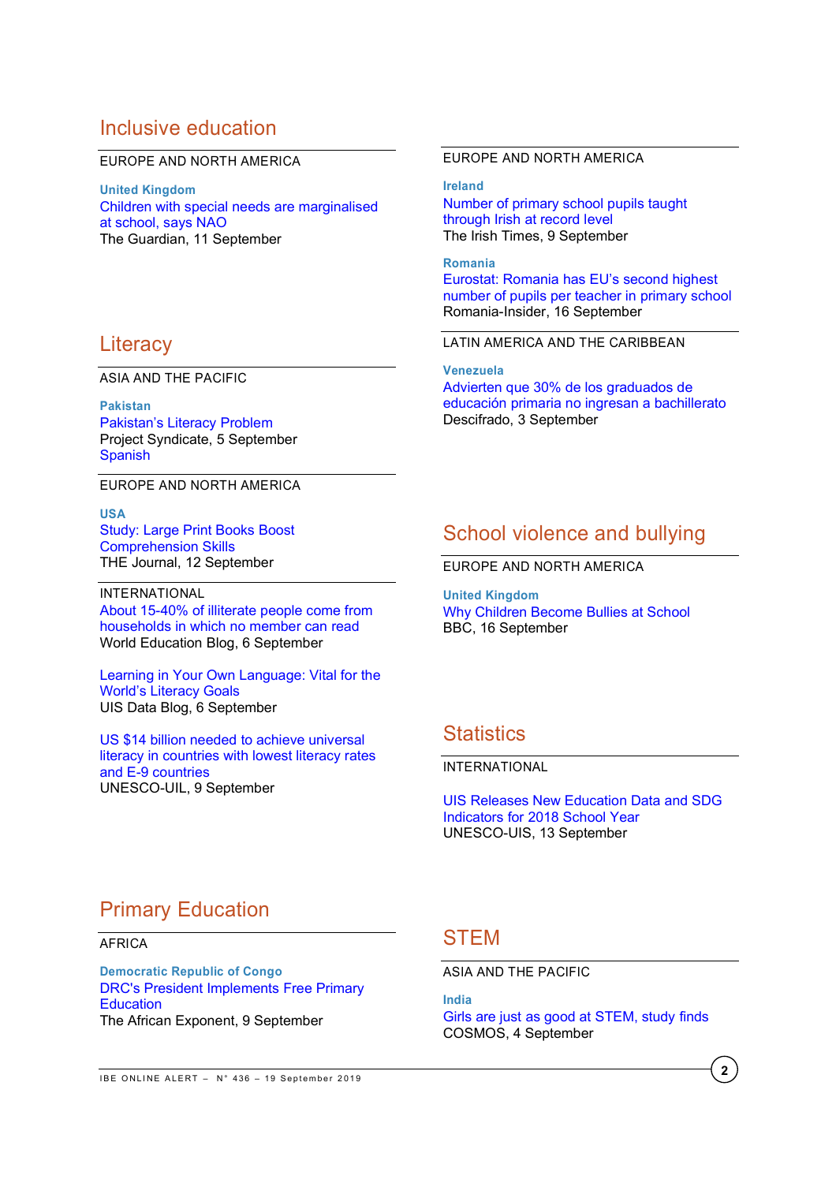## Inclusive education

EUROPE AND NORTH AMERICA

**United Kingdom**
Children with special needs are marginalised at school, says NAO
The Guardian, 11 September

EUROPE AND NORTH AMERICA

**Ireland**
Number of primary school pupils taught through Irish at record level
The Irish Times, 9 September

**Romania**
Eurostat: Romania has EU's second highest number of pupils per teacher in primary school
Romania-Insider, 16 September

LATIN AMERICA AND THE CARIBBEAN

**Venezuela**
Advierten que 30% de los graduados de educación primaria no ingresan a bachillerato
Descifrado, 3 September

## Literacy

ASIA AND THE PACIFIC

**Pakistan**
Pakistan's Literacy Problem
Project Syndicate, 5 September
Spanish

EUROPE AND NORTH AMERICA

**USA**
Study: Large Print Books Boost Comprehension Skills
THE Journal, 12 September

INTERNATIONAL

About 15-40% of illiterate people come from households in which no member can read
World Education Blog, 6 September

Learning in Your Own Language: Vital for the World's Literacy Goals
UIS Data Blog, 6 September

US $14 billion needed to achieve universal literacy in countries with lowest literacy rates and E-9 countries
UNESCO-UIL, 9 September

## Primary Education

AFRICA

**Democratic Republic of Congo**
DRC's President Implements Free Primary Education
The African Exponent, 9 September

## School violence and bullying

EUROPE AND NORTH AMERICA

**United Kingdom**
Why Children Become Bullies at School
BBC, 16 September

## Statistics

INTERNATIONAL

UIS Releases New Education Data and SDG Indicators for 2018 School Year
UNESCO-UIS, 13 September

## STEM

ASIA AND THE PACIFIC

**India**
Girls are just as good at STEM, study finds
COSMOS, 4 September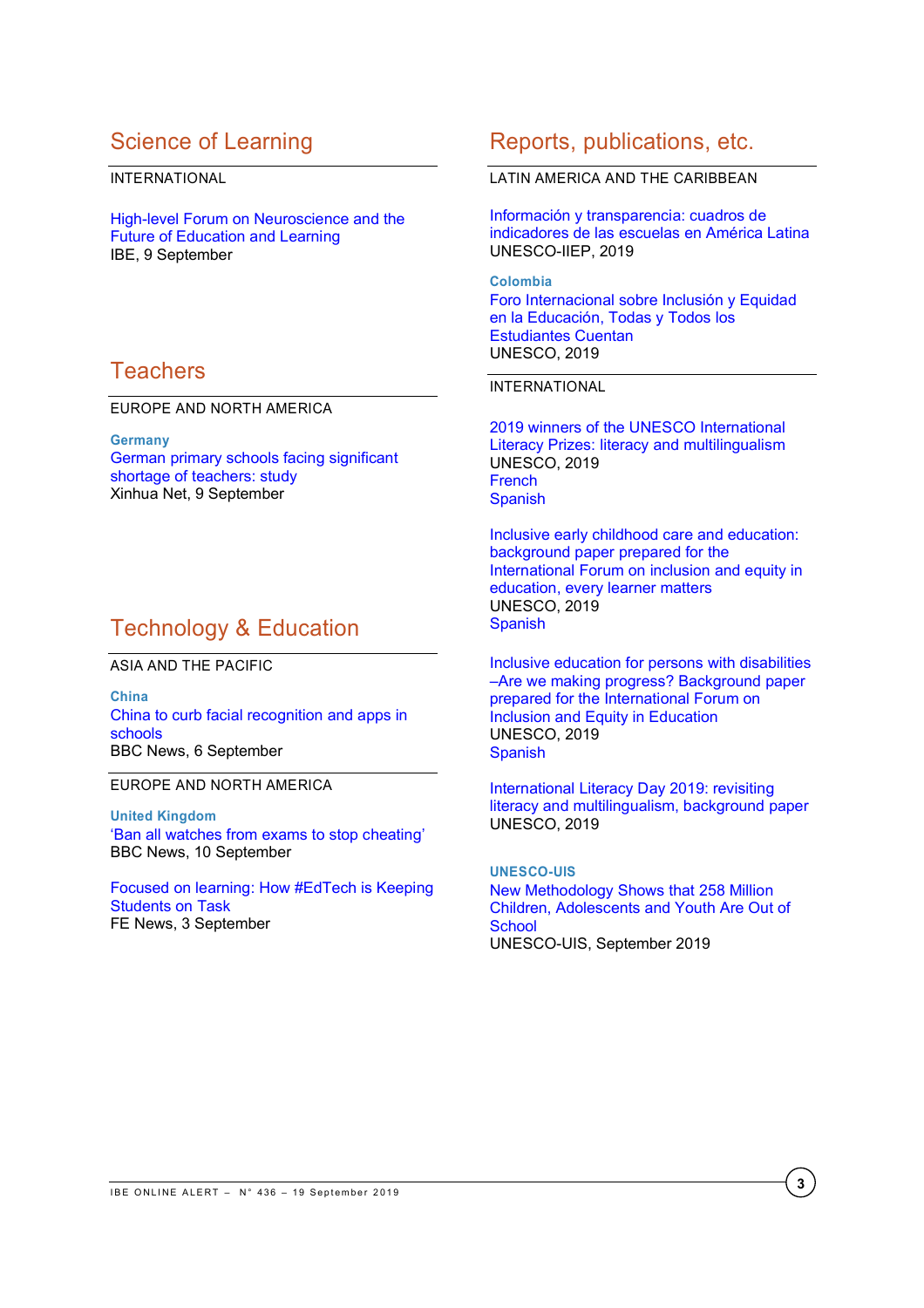## Science of Learning

INTERNATIONAL

High-level Forum on Neuroscience and the Future of Education and Learning
IBE, 9 September

## Teachers

EUROPE AND NORTH AMERICA

**Germany**
German primary schools facing significant shortage of teachers: study
Xinhua Net, 9 September

## Technology & Education

ASIA AND THE PACIFIC

**China**
China to curb facial recognition and apps in schools
BBC News, 6 September

EUROPE AND NORTH AMERICA

**United Kingdom**
'Ban all watches from exams to stop cheating'
BBC News, 10 September

Focused on learning: How #EdTech is Keeping Students on Task
FE News, 3 September

## Reports, publications, etc.

LATIN AMERICA AND THE CARIBBEAN

Información y transparencia: cuadros de indicadores de las escuelas en América Latina
UNESCO-IIEP, 2019

**Colombia**
Foro Internacional sobre Inclusión y Equidad en la Educación, Todas y Todos los Estudiantes Cuentan
UNESCO, 2019

INTERNATIONAL

2019 winners of the UNESCO International Literacy Prizes: literacy and multilingualism
UNESCO, 2019
French
Spanish

Inclusive early childhood care and education: background paper prepared for the International Forum on inclusion and equity in education, every learner matters
UNESCO, 2019
Spanish

Inclusive education for persons with disabilities –Are we making progress? Background paper prepared for the International Forum on Inclusion and Equity in Education
UNESCO, 2019
Spanish

International Literacy Day 2019: revisiting literacy and multilingualism, background paper
UNESCO, 2019

**UNESCO-UIS**
New Methodology Shows that 258 Million Children, Adolescents and Youth Are Out of School
UNESCO-UIS, September 2019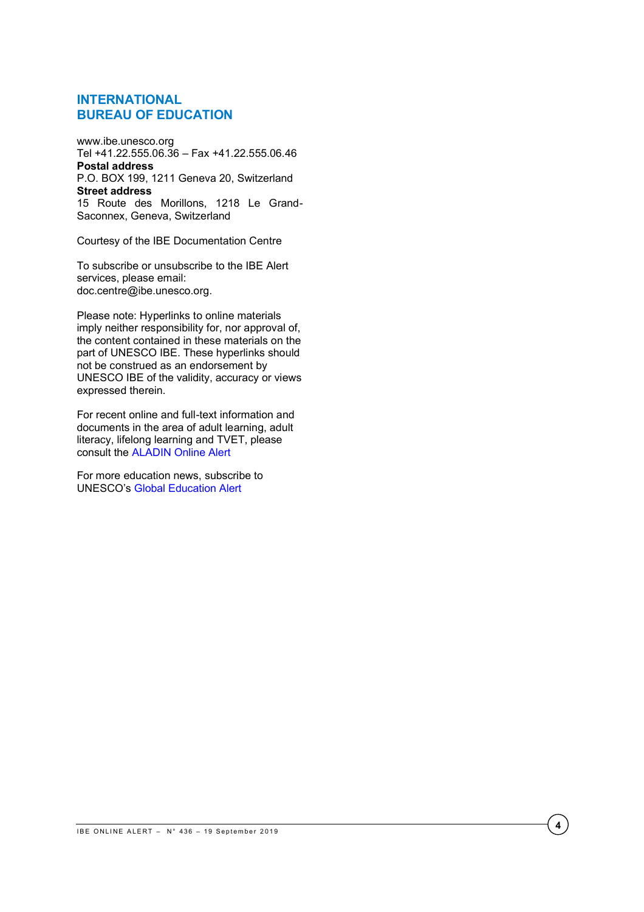# INTERNATIONAL BUREAU OF EDUCATION

www.ibe.unesco.org
Tel +41.22.555.06.36 – Fax +41.22.555.06.46
**Postal address**
P.O. BOX 199, 1211 Geneva 20, Switzerland
**Street address**
15 Route des Morillons, 1218 Le Grand-Saconnex, Geneva, Switzerland

Courtesy of the IBE Documentation Centre

To subscribe or unsubscribe to the IBE Alert services, please email: doc.centre@ibe.unesco.org.

Please note: Hyperlinks to online materials imply neither responsibility for, nor approval of, the content contained in these materials on the part of UNESCO IBE. These hyperlinks should not be construed as an endorsement by UNESCO IBE of the validity, accuracy or views expressed therein.

For recent online and full-text information and documents in the area of adult learning, adult literacy, lifelong learning and TVET, please consult the ALADIN Online Alert

For more education news, subscribe to UNESCO's Global Education Alert